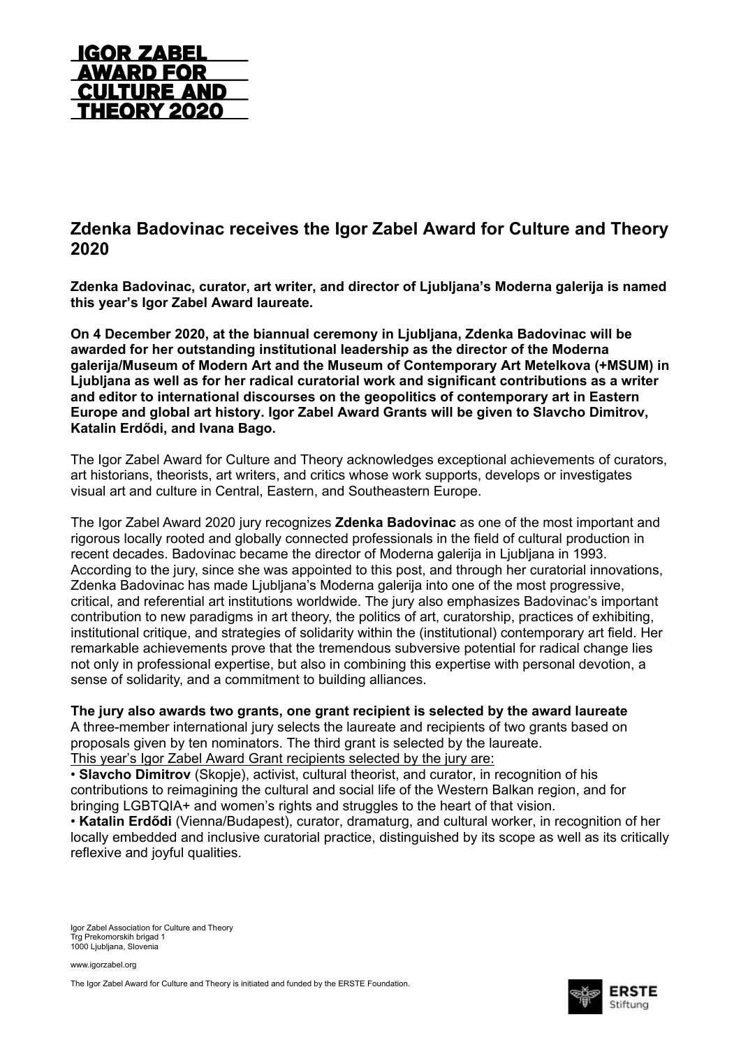# IGOR ZABEL AWARD FOR CULTURE AND THEORY 2020

## Zdenka Badovinac receives the Igor Zabel Award for Culture and Theory 2020

**Zdenka Badovinac, curator, art writer, and director of Ljubljana's Moderna galerija is named this year's Igor Zabel Award laureate.**

**On 4 December 2020, at the biannual ceremony in Ljubljana, Zdenka Badovinac will be awarded for her outstanding institutional leadership as the director of the Moderna galerija/Museum of Modern Art and the Museum of Contemporary Art Metelkova (+MSUM) in Ljubljana as well as for her radical curatorial work and significant contributions as a writer and editor to international discourses on the geopolitics of contemporary art in Eastern Europe and global art history. Igor Zabel Award Grants will be given to Slavcho Dimitrov, Katalin Erdődi, and Ivana Bago.**

The Igor Zabel Award for Culture and Theory acknowledges exceptional achievements of curators, art historians, theorists, art writers, and critics whose work supports, develops or investigates visual art and culture in Central, Eastern, and Southeastern Europe.

The Igor Zabel Award 2020 jury recognizes **Zdenka Badovinac** as one of the most important and rigorous locally rooted and globally connected professionals in the field of cultural production in recent decades. Badovinac became the director of Moderna galerija in Ljubljana in 1993. According to the jury, since she was appointed to this post, and through her curatorial innovations, Zdenka Badovinac has made Ljubljana's Moderna galerija into one of the most progressive, critical, and referential art institutions worldwide. The jury also emphasizes Badovinac's important contribution to new paradigms in art theory, the politics of art, curatorship, practices of exhibiting, institutional critique, and strategies of solidarity within the (institutional) contemporary art field. Her remarkable achievements prove that the tremendous subversive potential for radical change lies not only in professional expertise, but also in combining this expertise with personal devotion, a sense of solidarity, and a commitment to building alliances.

**The jury also awards two grants, one grant recipient is selected by the award laureate**
A three-member international jury selects the laureate and recipients of two grants based on proposals given by ten nominators. The third grant is selected by the laureate.
This year's Igor Zabel Award Grant recipients selected by the jury are:

- **Slavcho Dimitrov** (Skopje), activist, cultural theorist, and curator, in recognition of his contributions to reimagining the cultural and social life of the Western Balkan region, and for bringing LGBTQIA+ and women's rights and struggles to the heart of that vision.
- **Katalin Erdődi** (Vienna/Budapest), curator, dramaturg, and cultural worker, in recognition of her locally embedded and inclusive curatorial practice, distinguished by its scope as well as its critically reflexive and joyful qualities.

Igor Zabel Association for Culture and Theory
Trg Prekomorskih brigad 1
1000 Ljubljana, Slovenia

www.igorzabel.org

The Igor Zabel Award for Culture and Theory is initiated and funded by the ERSTE Foundation.

ERSTE Stiftung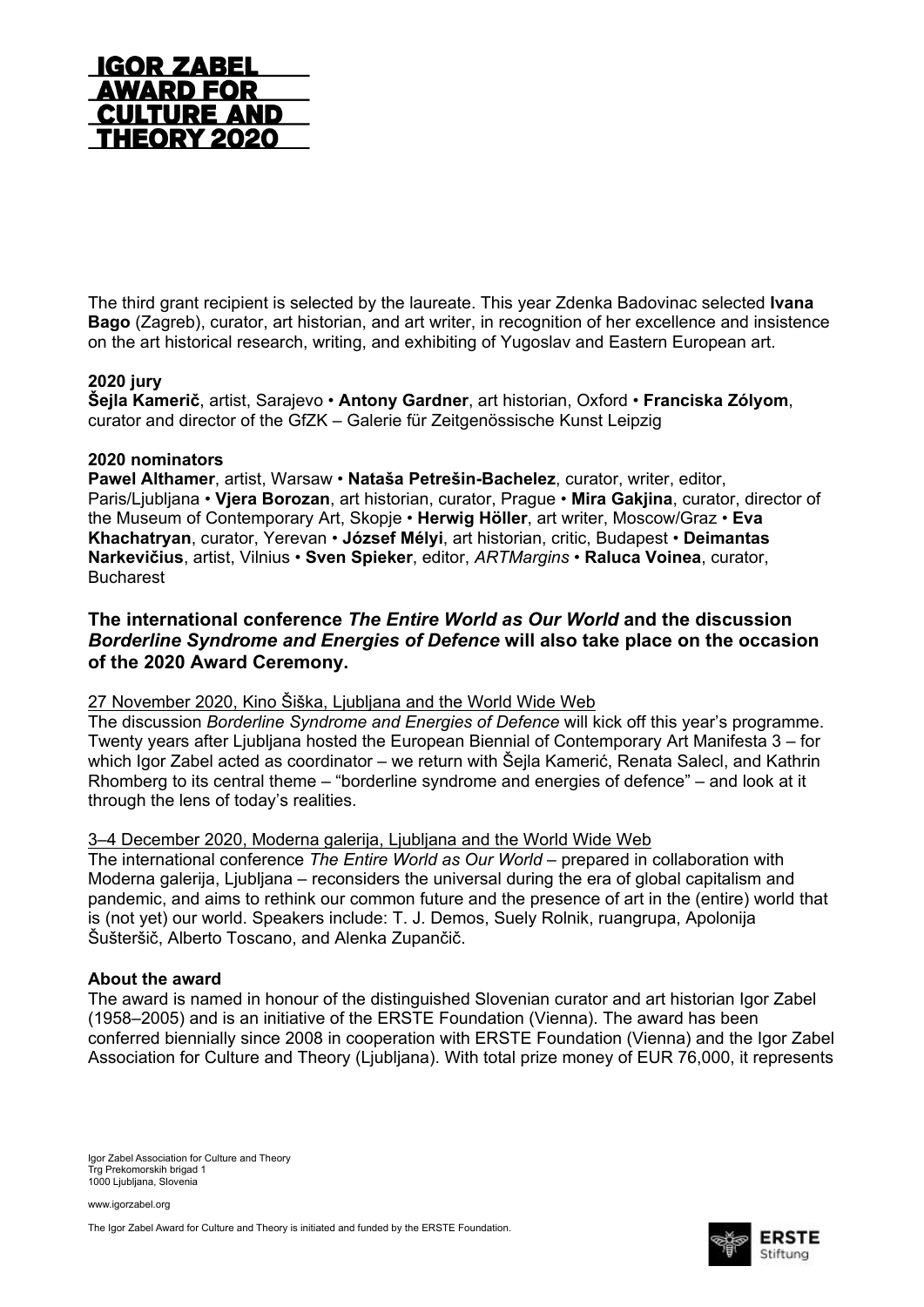The third grant recipient is selected by the laureate. This year Zdenka Badovinac selected **Ivana Bago** (Zagreb), curator, art historian, and art writer, in recognition of her excellence and insistence on the art historical research, writing, and exhibiting of Yugoslav and Eastern European art.

**2020 jury**
**Šejla Kamerič**, artist, Sarajevo • **Antony Gardner**, art historian, Oxford • **Franciska Zólyom**, curator and director of the GfZK – Galerie für Zeitgenössische Kunst Leipzig

**2020 nominators**
**Pawel Althamer**, artist, Warsaw • **Nataša Petrešin-Bachelez**, curator, writer, editor, Paris/Ljubljana • **Vjera Borozan**, art historian, curator, Prague • **Mira Gakjina**, curator, director of the Museum of Contemporary Art, Skopje • **Herwig Höller**, art writer, Moscow/Graz • **Eva Khachatryan**, curator, Yerevan • **József Mélyi**, art historian, critic, Budapest • **Deimantas Narkevičius**, artist, Vilnius • **Sven Spieker**, editor, *ARTMargins* • **Raluca Voinea**, curator, Bucharest

### The international conference *The Entire World as Our World* and the discussion *Borderline Syndrome and Energies of Defence* will also take place on the occasion of the 2020 Award Ceremony.

27 November 2020, Kino Šiška, Ljubljana and the World Wide Web
The discussion *Borderline Syndrome and Energies of Defence* will kick off this year's programme. Twenty years after Ljubljana hosted the European Biennial of Contemporary Art Manifesta 3 – for which Igor Zabel acted as coordinator – we return with Šejla Kamerić, Renata Salecl, and Kathrin Rhomberg to its central theme – "borderline syndrome and energies of defence" – and look at it through the lens of today's realities.

3–4 December 2020, Moderna galerija, Ljubljana and the World Wide Web
The international conference *The Entire World as Our World* – prepared in collaboration with Moderna galerija, Ljubljana – reconsiders the universal during the era of global capitalism and pandemic, and aims to rethink our common future and the presence of art in the (entire) world that is (not yet) our world. Speakers include: T. J. Demos, Suely Rolnik, ruangrupa, Apolonija Šušteršič, Alberto Toscano, and Alenka Zupančič.

**About the award**
The award is named in honour of the distinguished Slovenian curator and art historian Igor Zabel (1958–2005) and is an initiative of the ERSTE Foundation (Vienna). The award has been conferred biennially since 2008 in cooperation with ERSTE Foundation (Vienna) and the Igor Zabel Association for Culture and Theory (Ljubljana). With total prize money of EUR 76,000, it represents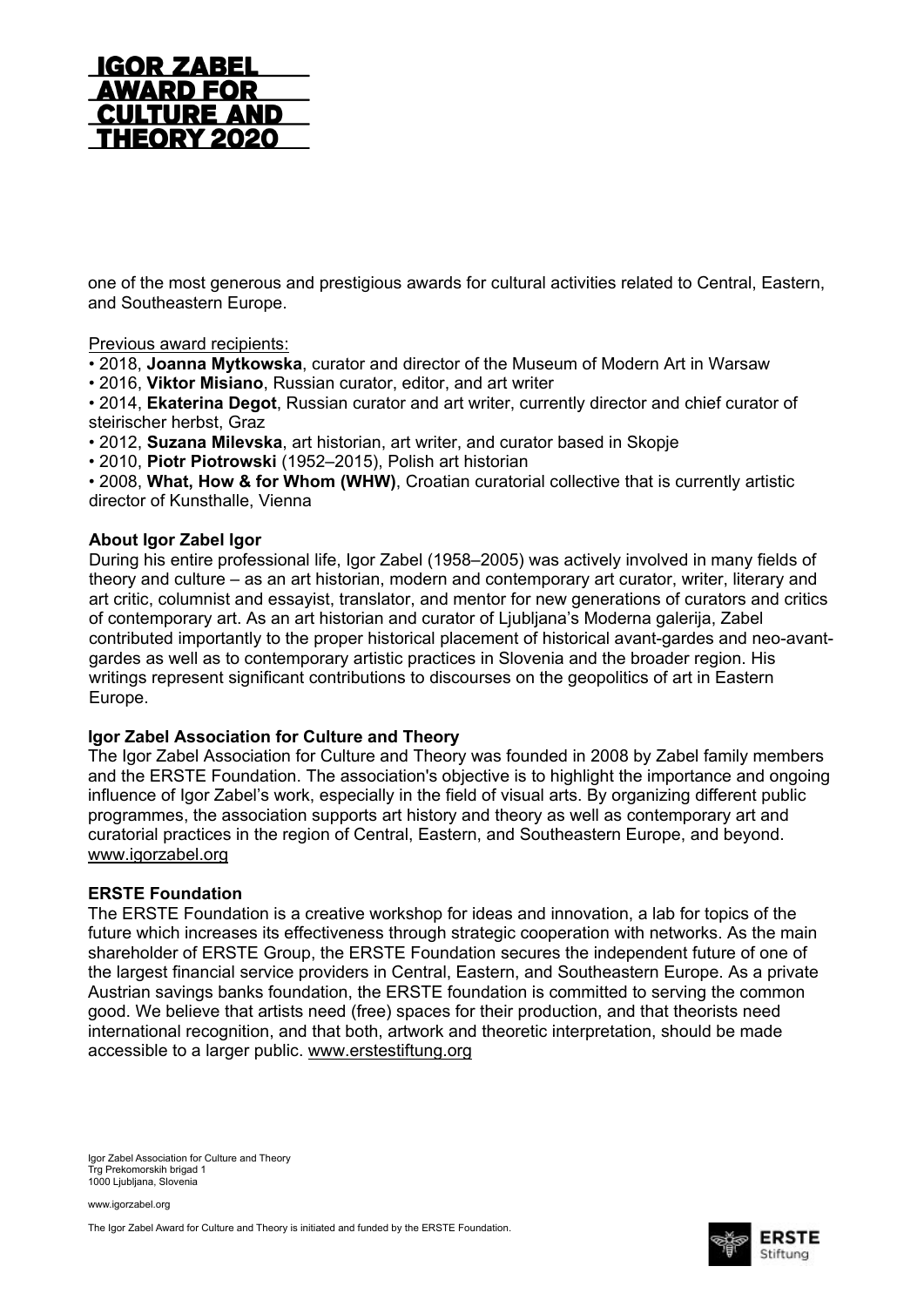one of the most generous and prestigious awards for cultural activities related to Central, Eastern, and Southeastern Europe.

Previous award recipients:

- 2018, **Joanna Mytkowska**, curator and director of the Museum of Modern Art in Warsaw
- 2016, **Viktor Misiano**, Russian curator, editor, and art writer
- 2014, **Ekaterina Degot**, Russian curator and art writer, currently director and chief curator of steirischer herbst, Graz
- 2012, **Suzana Milevska**, art historian, art writer, and curator based in Skopje
- 2010, **Piotr Piotrowski** (1952–2015), Polish art historian
- 2008, **What, How & for Whom (WHW)**, Croatian curatorial collective that is currently artistic director of Kunsthalle, Vienna

**About Igor Zabel Igor**

During his entire professional life, Igor Zabel (1958–2005) was actively involved in many fields of theory and culture – as an art historian, modern and contemporary art curator, writer, literary and art critic, columnist and essayist, translator, and mentor for new generations of curators and critics of contemporary art. As an art historian and curator of Ljubljana's Moderna galerija, Zabel contributed importantly to the proper historical placement of historical avant-gardes and neo-avant-gardes as well as to contemporary artistic practices in Slovenia and the broader region. His writings represent significant contributions to discourses on the geopolitics of art in Eastern Europe.

**Igor Zabel Association for Culture and Theory**

The Igor Zabel Association for Culture and Theory was founded in 2008 by Zabel family members and the ERSTE Foundation. The association's objective is to highlight the importance and ongoing influence of Igor Zabel's work, especially in the field of visual arts. By organizing different public programmes, the association supports art history and theory as well as contemporary art and curatorial practices in the region of Central, Eastern, and Southeastern Europe, and beyond. www.igorzabel.org

**ERSTE Foundation**

The ERSTE Foundation is a creative workshop for ideas and innovation, a lab for topics of the future which increases its effectiveness through strategic cooperation with networks. As the main shareholder of ERSTE Group, the ERSTE Foundation secures the independent future of one of the largest financial service providers in Central, Eastern, and Southeastern Europe. As a private Austrian savings banks foundation, the ERSTE foundation is committed to serving the common good. We believe that artists need (free) spaces for their production, and that theorists need international recognition, and that both, artwork and theoretic interpretation, should be made accessible to a larger public. www.erstestiftung.org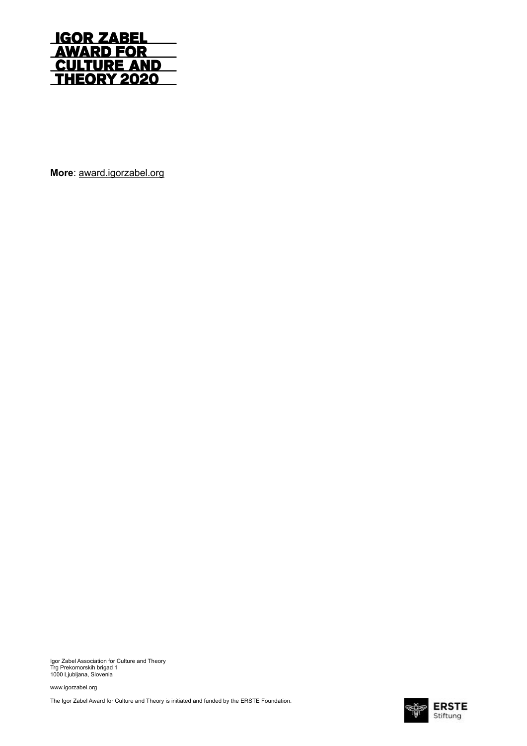# IGOR ZABEL AWARD FOR CULTURE AND THEORY 2020

**More**: award.igorzabel.org

Igor Zabel Association for Culture and Theory
Trg Prekomorskih brigad 1
1000 Ljubljana, Slovenia

www.igorzabel.org

The Igor Zabel Award for Culture and Theory is initiated and funded by the ERSTE Foundation.

ERSTE Stiftung